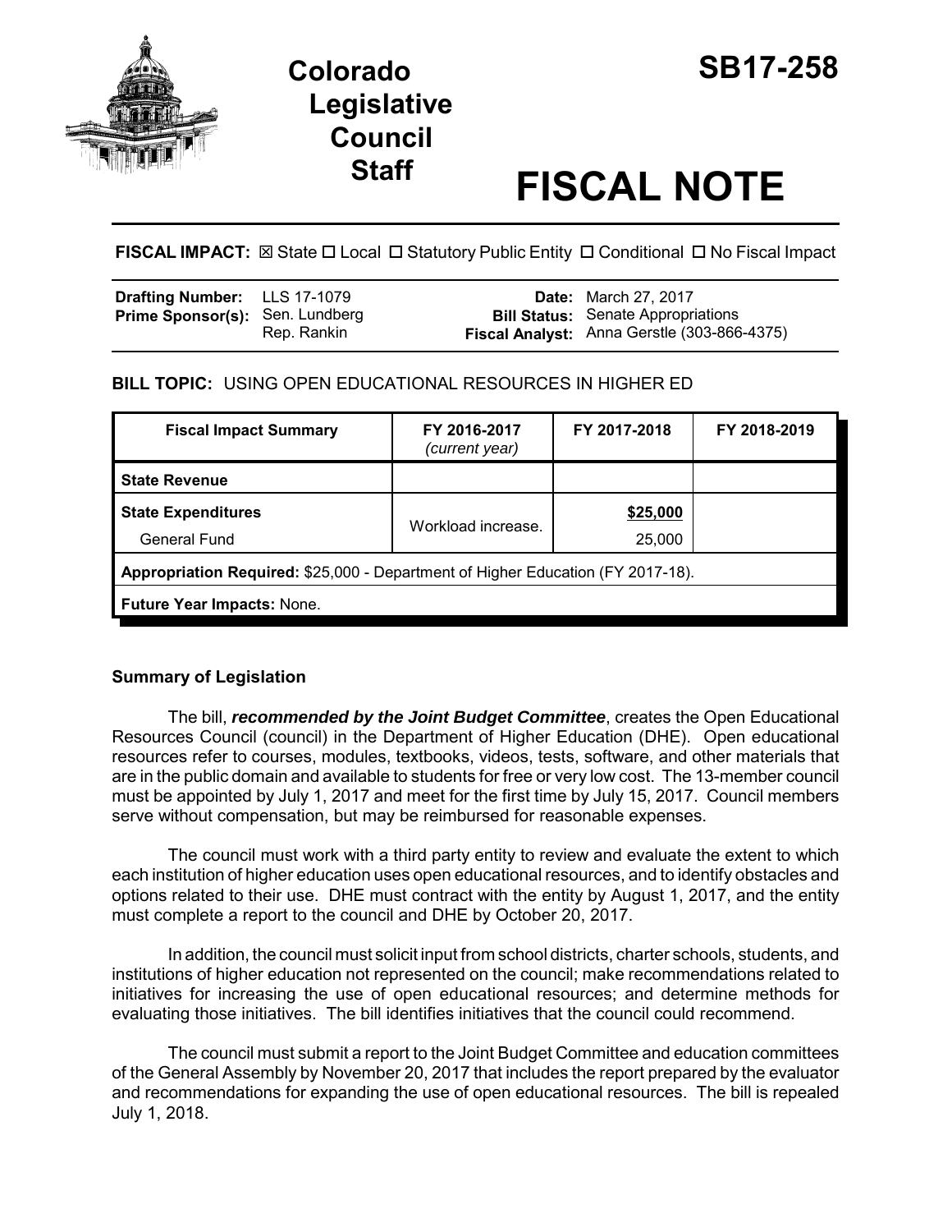# Colorado Legislative Council Staff

# SB17-258

# FISCAL NOTE

**FISCAL IMPACT:** ☒ State ☐ Local ☐ Statutory Public Entity ☐ Conditional ☐ No Fiscal Impact

| | | | |
|---|---|---|---|
| **Drafting Number:** | LLS 17-1079 | **Date:** | March 27, 2017 |
| **Prime Sponsor(s):** | Sen. Lundberg<br>Rep. Rankin | **Bill Status:** | Senate Appropriations |
| | | **Fiscal Analyst:** | Anna Gerstle (303-866-4375) |

**BILL TOPIC:** USING OPEN EDUCATIONAL RESOURCES IN HIGHER ED

| Fiscal Impact Summary | FY 2016-2017 *(current year)* | FY 2017-2018 | FY 2018-2019 |
|---|---|---|---|
| **State Revenue** | | | |
| **State Expenditures**<br>General Fund | Workload increase. | **\$25,000**<br>25,000 | |
| **Appropriation Required:** \$25,000 - Department of Higher Education (FY 2017-18). | | | |
| **Future Year Impacts:** None. | | | |

### Summary of Legislation

The bill, ***recommended by the Joint Budget Committee***, creates the Open Educational Resources Council (council) in the Department of Higher Education (DHE). Open educational resources refer to courses, modules, textbooks, videos, tests, software, and other materials that are in the public domain and available to students for free or very low cost. The 13-member council must be appointed by July 1, 2017 and meet for the first time by July 15, 2017. Council members serve without compensation, but may be reimbursed for reasonable expenses.

The council must work with a third party entity to review and evaluate the extent to which each institution of higher education uses open educational resources, and to identify obstacles and options related to their use. DHE must contract with the entity by August 1, 2017, and the entity must complete a report to the council and DHE by October 20, 2017.

In addition, the council must solicit input from school districts, charter schools, students, and institutions of higher education not represented on the council; make recommendations related to initiatives for increasing the use of open educational resources; and determine methods for evaluating those initiatives. The bill identifies initiatives that the council could recommend.

The council must submit a report to the Joint Budget Committee and education committees of the General Assembly by November 20, 2017 that includes the report prepared by the evaluator and recommendations for expanding the use of open educational resources. The bill is repealed July 1, 2018.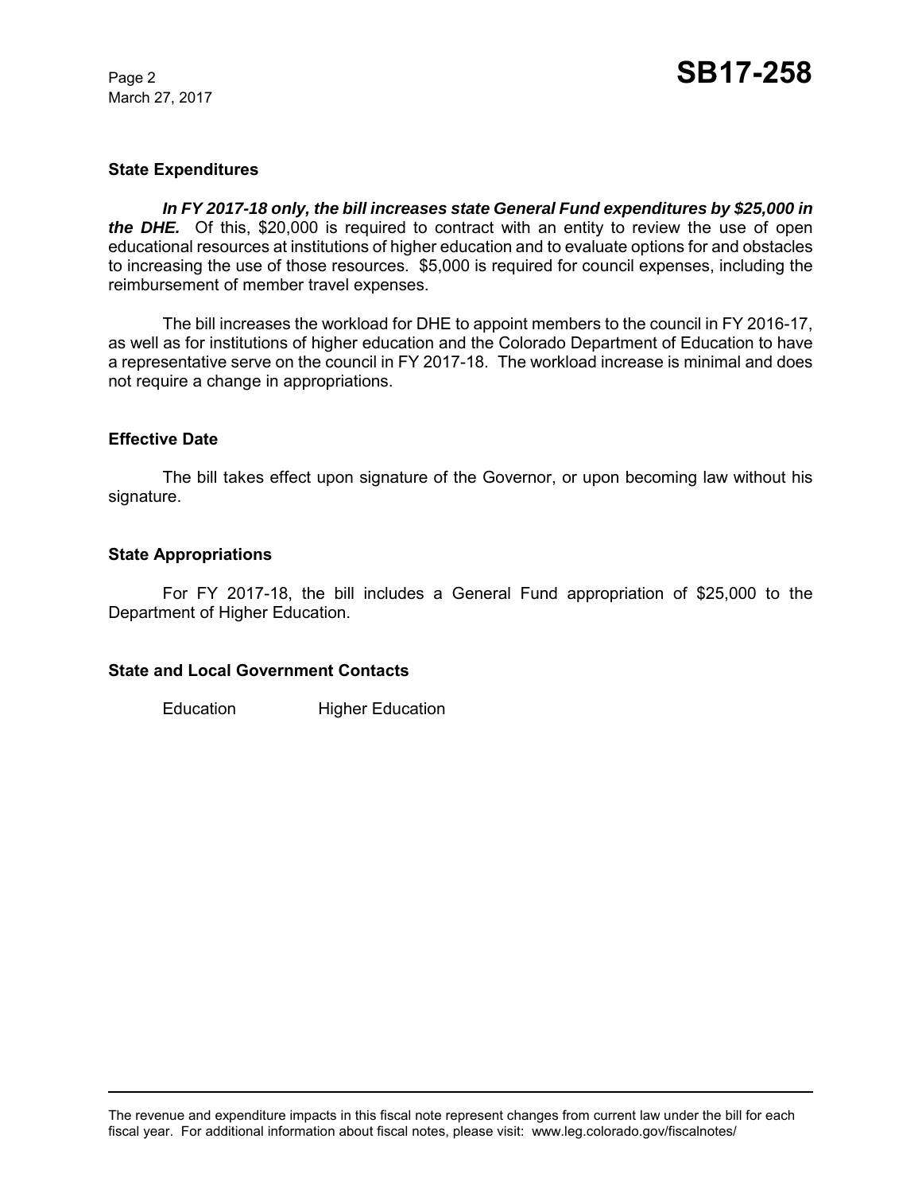### State Expenditures

***In FY 2017-18 only, the bill increases state General Fund expenditures by $25,000 in the DHE.*** Of this, $20,000 is required to contract with an entity to review the use of open educational resources at institutions of higher education and to evaluate options for and obstacles to increasing the use of those resources. $5,000 is required for council expenses, including the reimbursement of member travel expenses.

The bill increases the workload for DHE to appoint members to the council in FY 2016-17, as well as for institutions of higher education and the Colorado Department of Education to have a representative serve on the council in FY 2017-18. The workload increase is minimal and does not require a change in appropriations.

### Effective Date

The bill takes effect upon signature of the Governor, or upon becoming law without his signature.

### State Appropriations

For FY 2017-18, the bill includes a General Fund appropriation of $25,000 to the Department of Higher Education.

### State and Local Government Contacts

Education Higher Education

The revenue and expenditure impacts in this fiscal note represent changes from current law under the bill for each fiscal year. For additional information about fiscal notes, please visit: www.leg.colorado.gov/fiscalnotes/